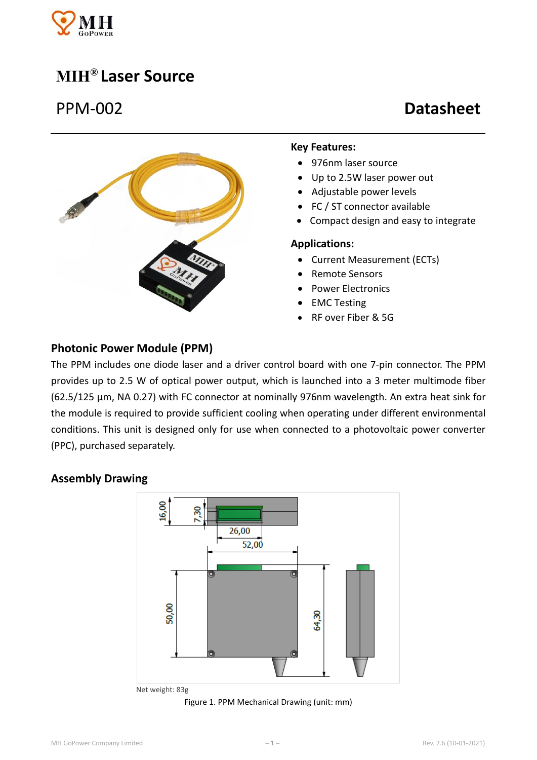# MIH® Laser Source

## PPM-002 Datasheet

**Key Features:**

- 976nm laser source
- Up to 2.5W laser power out
- Adjustable power levels
- FC / ST connector available
- Compact design and easy to integrate

**Applications:**

- Current Measurement (ECTs)
- Remote Sensors
- Power Electronics
- EMC Testing
- RF over Fiber & 5G

## Photonic Power Module (PPM)

The PPM includes one diode laser and a driver control board with one 7-pin connector. The PPM provides up to 2.5 W of optical power output, which is launched into a 3 meter multimode fiber (62.5/125 µm, NA 0.27) with FC connector at nominally 976nm wavelength. An extra heat sink for the module is required to provide sufficient cooling when operating under different environmental conditions. This unit is designed only for use when connected to a photovoltaic power converter (PPC), purchased separately.

## Assembly Drawing

Net weight: 83g

Figure 1. PPM Mechanical Drawing (unit: mm)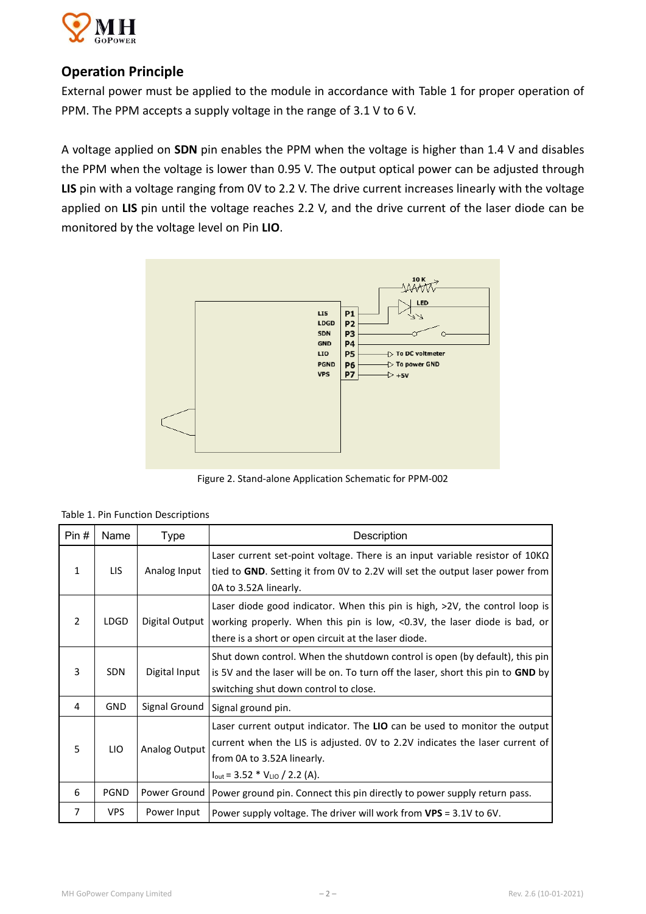## Operation Principle

External power must be applied to the module in accordance with Table 1 for proper operation of PPM. The PPM accepts a supply voltage in the range of 3.1 V to 6 V.

A voltage applied on **SDN** pin enables the PPM when the voltage is higher than 1.4 V and disables the PPM when the voltage is lower than 0.95 V. The output optical power can be adjusted through **LIS** pin with a voltage ranging from 0V to 2.2 V. The drive current increases linearly with the voltage applied on **LIS** pin until the voltage reaches 2.2 V, and the drive current of the laser diode can be monitored by the voltage level on Pin **LIO**.

Figure 2. Stand-alone Application Schematic for PPM-002

Table 1. Pin Function Descriptions

| Pin # | Name | Type | Description |
|---|---|---|---|
| 1 | LIS | Analog Input | Laser current set-point voltage. There is an input variable resistor of 10KΩ tied to **GND**. Setting it from 0V to 2.2V will set the output laser power from 0A to 3.52A linearly. |
| 2 | LDGD | Digital Output | Laser diode good indicator. When this pin is high, >2V, the control loop is working properly. When this pin is low, <0.3V, the laser diode is bad, or there is a short or open circuit at the laser diode. |
| 3 | SDN | Digital Input | Shut down control. When the shutdown control is open (by default), this pin is 5V and the laser will be on. To turn off the laser, short this pin to **GND** by switching shut down control to close. |
| 4 | GND | Signal Ground | Signal ground pin. |
| 5 | LIO | Analog Output | Laser current output indicator. The **LIO** can be used to monitor the output current when the LIS is adjusted. 0V to 2.2V indicates the laser current of from 0A to 3.52A linearly. $I_{out} = 3.52 * V_{LIO} / 2.2$ (A). |
| 6 | PGND | Power Ground | Power ground pin. Connect this pin directly to power supply return pass. |
| 7 | VPS | Power Input | Power supply voltage. The driver will work from **VPS** = 3.1V to 6V. |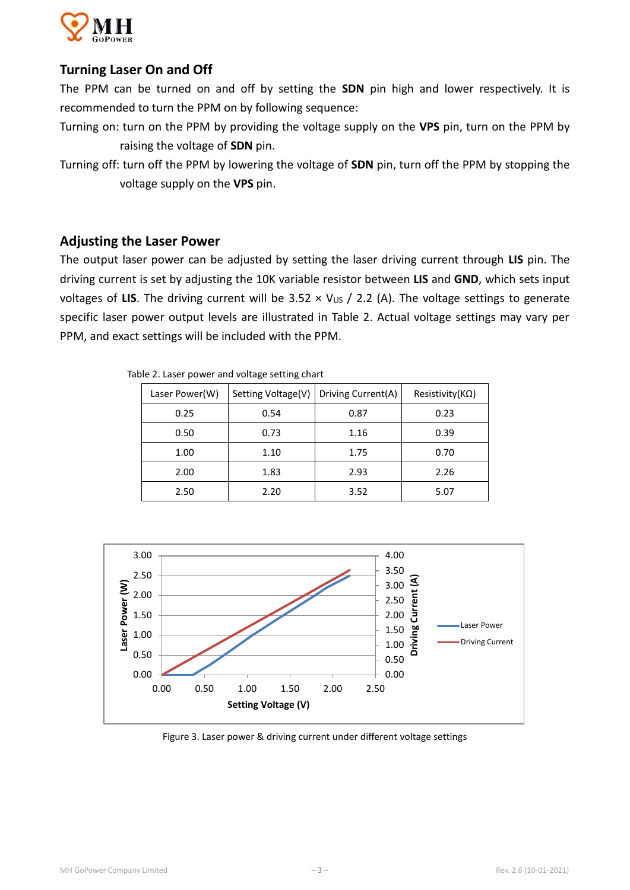## Turning Laser On and Off

The PPM can be turned on and off by setting the **SDN** pin high and lower respectively. It is recommended to turn the PPM on by following sequence:

Turning on: turn on the PPM by providing the voltage supply on the **VPS** pin, turn on the PPM by raising the voltage of **SDN** pin.

Turning off: turn off the PPM by lowering the voltage of **SDN** pin, turn off the PPM by stopping the voltage supply on the **VPS** pin.

## Adjusting the Laser Power

The output laser power can be adjusted by setting the laser driving current through **LIS** pin. The driving current is set by adjusting the 10K variable resistor between **LIS** and **GND**, which sets input voltages of **LIS**. The driving current will be $3.52 \times V_{LIS} / 2.2$ (A). The voltage settings to generate specific laser power output levels are illustrated in Table 2. Actual voltage settings may vary per PPM, and exact settings will be included with the PPM.

Table 2. Laser power and voltage setting chart

| Laser Power(W) | Setting Voltage(V) | Driving Current(A) | Resistivity(KΩ) |
|---|---|---|---|
| 0.25 | 0.54 | 0.87 | 0.23 |
| 0.50 | 0.73 | 1.16 | 0.39 |
| 1.00 | 1.10 | 1.75 | 0.70 |
| 2.00 | 1.83 | 2.93 | 2.26 |
| 2.50 | 2.20 | 3.52 | 5.07 |

Figure 3. Laser power & driving current under different voltage settings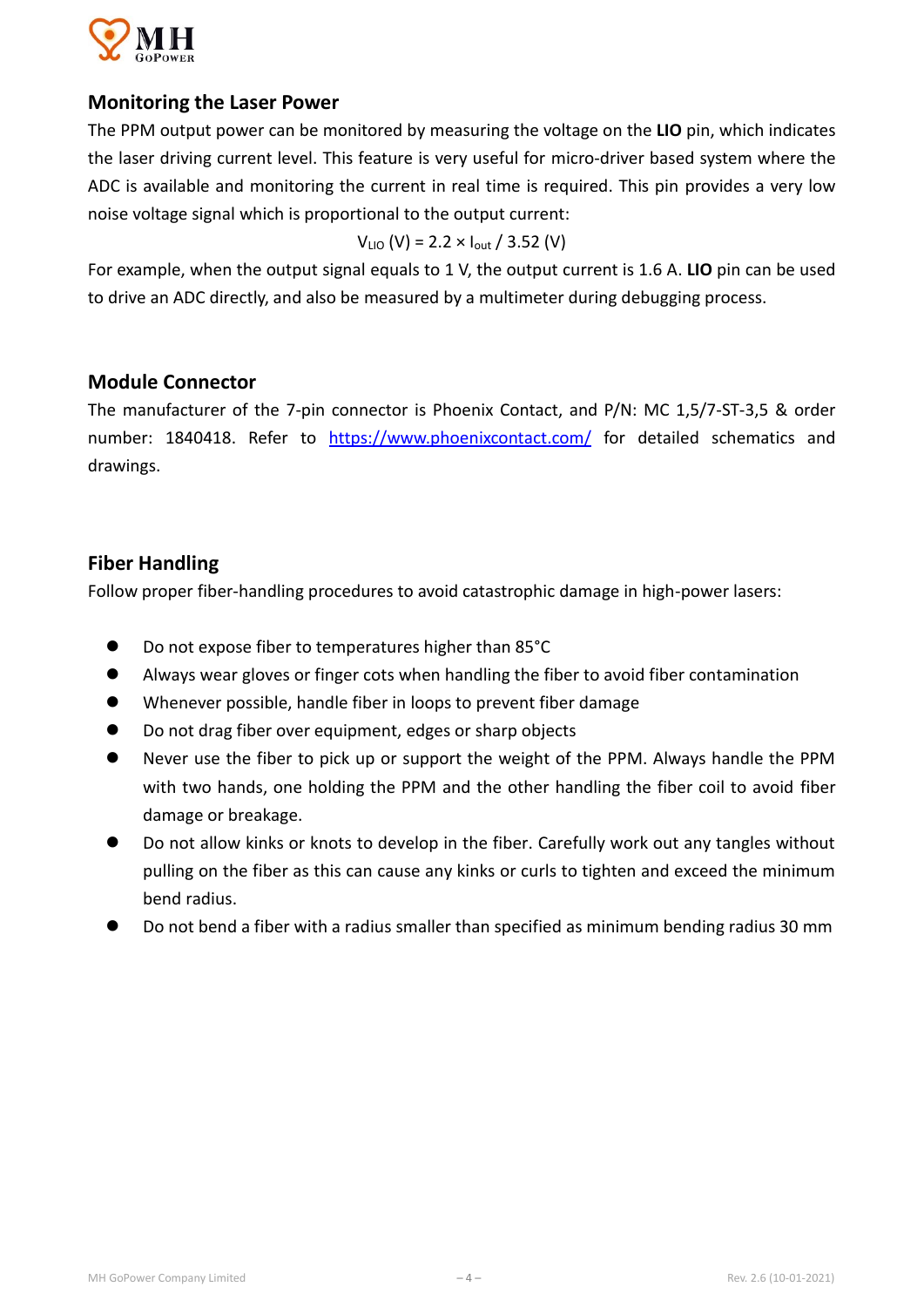## Monitoring the Laser Power

The PPM output power can be monitored by measuring the voltage on the **LIO** pin, which indicates the laser driving current level. This feature is very useful for micro-driver based system where the ADC is available and monitoring the current in real time is required. This pin provides a very low noise voltage signal which is proportional to the output current:

$$V_{LIO}\ (V) = 2.2 \times I_{out} / 3.52\ (V)$$

For example, when the output signal equals to 1 V, the output current is 1.6 A. **LIO** pin can be used to drive an ADC directly, and also be measured by a multimeter during debugging process.

## Module Connector

The manufacturer of the 7-pin connector is Phoenix Contact, and P/N: MC 1,5/7-ST-3,5 & order number: 1840418. Refer to [https://www.phoenixcontact.com/](https://www.phoenixcontact.com/) for detailed schematics and drawings.

## Fiber Handling

Follow proper fiber-handling procedures to avoid catastrophic damage in high-power lasers:

- Do not expose fiber to temperatures higher than 85°C
- Always wear gloves or finger cots when handling the fiber to avoid fiber contamination
- Whenever possible, handle fiber in loops to prevent fiber damage
- Do not drag fiber over equipment, edges or sharp objects
- Never use the fiber to pick up or support the weight of the PPM. Always handle the PPM with two hands, one holding the PPM and the other handling the fiber coil to avoid fiber damage or breakage.
- Do not allow kinks or knots to develop in the fiber. Carefully work out any tangles without pulling on the fiber as this can cause any kinks or curls to tighten and exceed the minimum bend radius.
- Do not bend a fiber with a radius smaller than specified as minimum bending radius 30 mm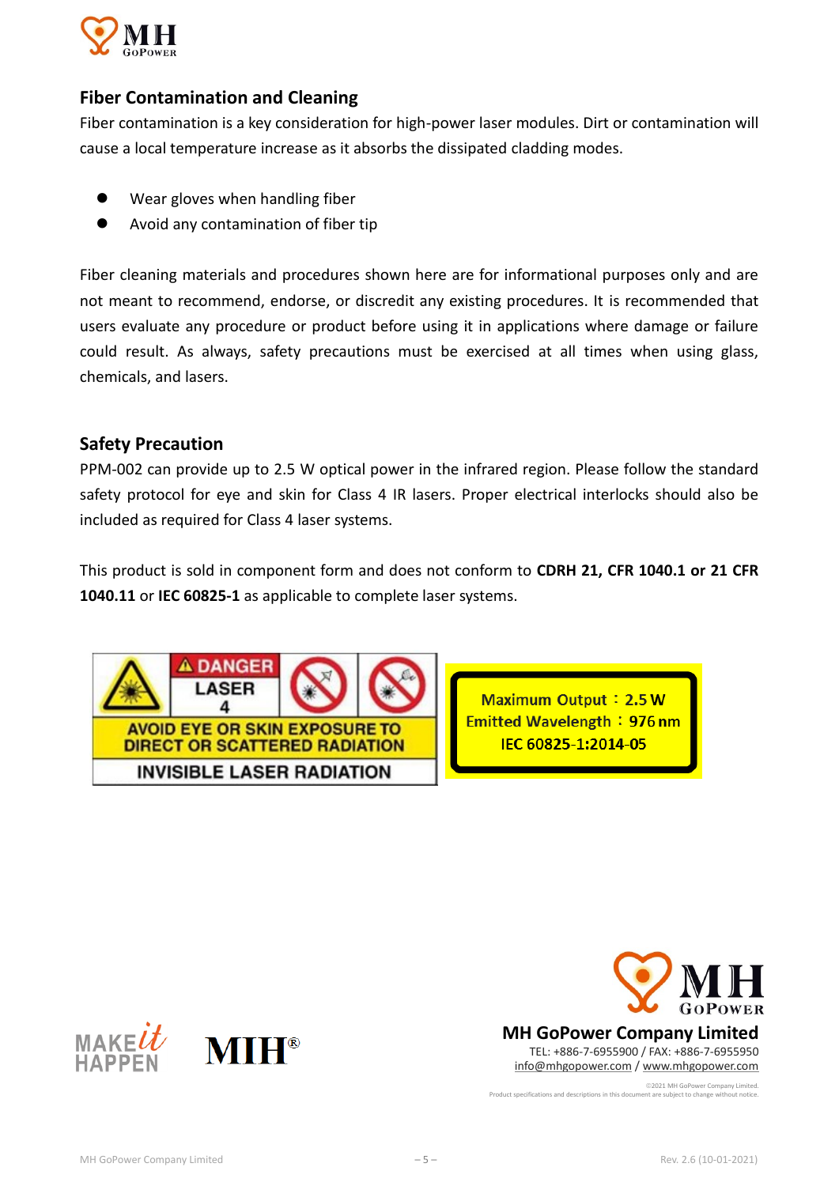## Fiber Contamination and Cleaning

Fiber contamination is a key consideration for high-power laser modules. Dirt or contamination will cause a local temperature increase as it absorbs the dissipated cladding modes.

- Wear gloves when handling fiber
- Avoid any contamination of fiber tip

Fiber cleaning materials and procedures shown here are for informational purposes only and are not meant to recommend, endorse, or discredit any existing procedures. It is recommended that users evaluate any procedure or product before using it in applications where damage or failure could result. As always, safety precautions must be exercised at all times when using glass, chemicals, and lasers.

## Safety Precaution

PPM-002 can provide up to 2.5 W optical power in the infrared region. Please follow the standard safety protocol for eye and skin for Class 4 IR lasers. Proper electrical interlocks should also be included as required for Class 4 laser systems.

This product is sold in component form and does not conform to **CDRH 21, CFR 1040.1 or 21 CFR 1040.11** or **IEC 60825-1** as applicable to complete laser systems.

DANGER
LASER
4
AVOID EYE OR SKIN EXPOSURE TO DIRECT OR SCATTERED RADIATION
INVISIBLE LASER RADIATION

Maximum Output：2.5 W
Emitted Wavelength：976 nm
IEC 60825-1:2014-05

MAKE it HAPPEN

**MH GoPower Company Limited**
TEL: +886-7-6955900 / FAX: +886-7-6955950
info@mhgopower.com / www.mhgopower.com

©2021 MH GoPower Company Limited.
Product specifications and descriptions in this document are subject to change without notice.